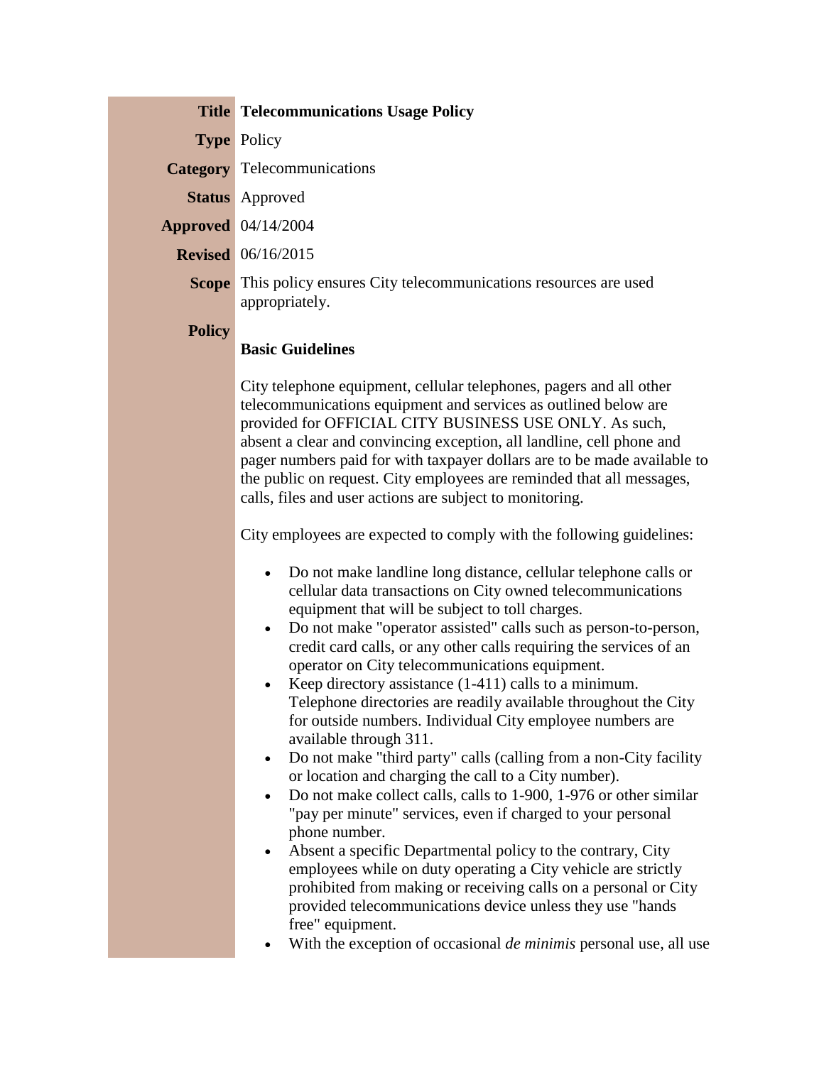| | |
|---|---|
| **Title** | **Telecommunications Usage Policy** |
| **Type** | Policy |
| **Category** | Telecommunications |
| **Status** | Approved |
| **Approved** | 04/14/2004 |
| **Revised** | 06/16/2015 |
| **Scope** | This policy ensures City telecommunications resources are used appropriately. |

**Policy**

### Basic Guidelines

City telephone equipment, cellular telephones, pagers and all other telecommunications equipment and services as outlined below are provided for OFFICIAL CITY BUSINESS USE ONLY. As such, absent a clear and convincing exception, all landline, cell phone and pager numbers paid for with taxpayer dollars are to be made available to the public on request. City employees are reminded that all messages, calls, files and user actions are subject to monitoring.

City employees are expected to comply with the following guidelines:

- Do not make landline long distance, cellular telephone calls or cellular data transactions on City owned telecommunications equipment that will be subject to toll charges.
- Do not make "operator assisted" calls such as person-to-person, credit card calls, or any other calls requiring the services of an operator on City telecommunications equipment.
- Keep directory assistance (1-411) calls to a minimum. Telephone directories are readily available throughout the City for outside numbers. Individual City employee numbers are available through 311.
- Do not make "third party" calls (calling from a non-City facility or location and charging the call to a City number).
- Do not make collect calls, calls to 1-900, 1-976 or other similar "pay per minute" services, even if charged to your personal phone number.
- Absent a specific Departmental policy to the contrary, City employees while on duty operating a City vehicle are strictly prohibited from making or receiving calls on a personal or City provided telecommunications device unless they use "hands free" equipment.
- With the exception of occasional *de minimis* personal use, all use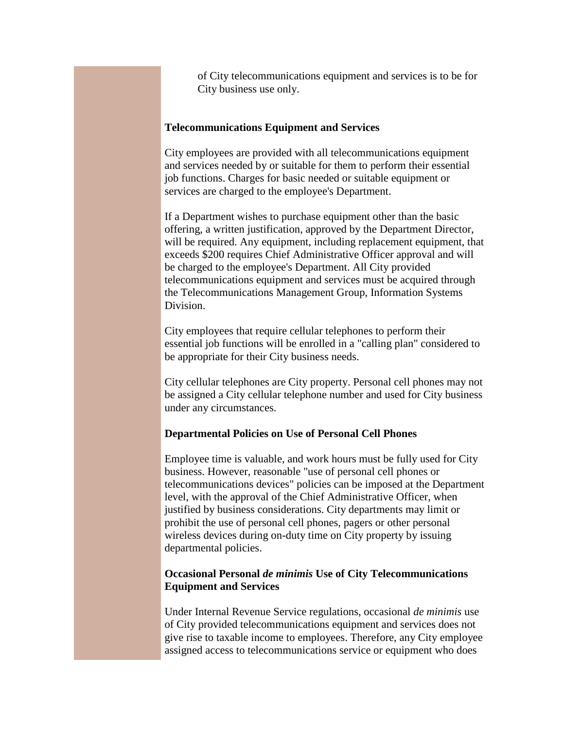of City telecommunications equipment and services is to be for City business use only.

**Telecommunications Equipment and Services**

City employees are provided with all telecommunications equipment and services needed by or suitable for them to perform their essential job functions. Charges for basic needed or suitable equipment or services are charged to the employee's Department.

If a Department wishes to purchase equipment other than the basic offering, a written justification, approved by the Department Director, will be required. Any equipment, including replacement equipment, that exceeds $200 requires Chief Administrative Officer approval and will be charged to the employee's Department. All City provided telecommunications equipment and services must be acquired through the Telecommunications Management Group, Information Systems Division.

City employees that require cellular telephones to perform their essential job functions will be enrolled in a "calling plan" considered to be appropriate for their City business needs.

City cellular telephones are City property. Personal cell phones may not be assigned a City cellular telephone number and used for City business under any circumstances.

**Departmental Policies on Use of Personal Cell Phones**

Employee time is valuable, and work hours must be fully used for City business. However, reasonable "use of personal cell phones or telecommunications devices" policies can be imposed at the Department level, with the approval of the Chief Administrative Officer, when justified by business considerations. City departments may limit or prohibit the use of personal cell phones, pagers or other personal wireless devices during on-duty time on City property by issuing departmental policies.

**Occasional Personal *de minimis* Use of City Telecommunications Equipment and Services**

Under Internal Revenue Service regulations, occasional *de minimis* use of City provided telecommunications equipment and services does not give rise to taxable income to employees. Therefore, any City employee assigned access to telecommunications service or equipment who does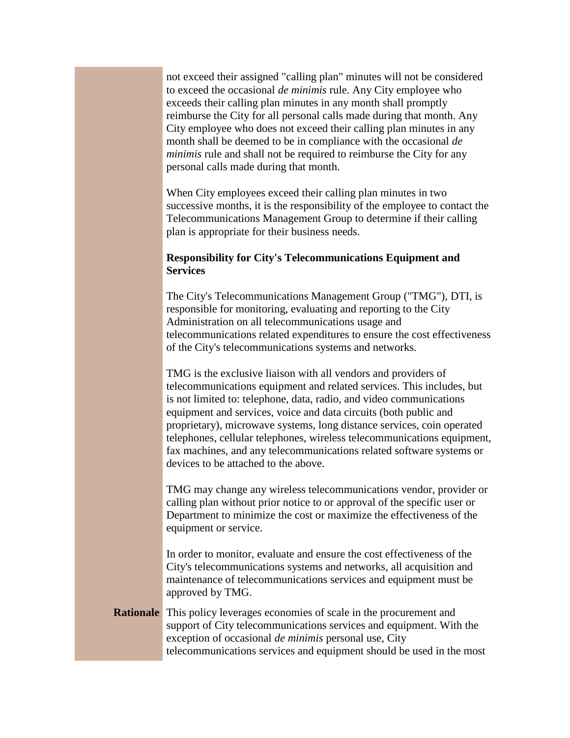not exceed their assigned "calling plan" minutes will not be considered to exceed the occasional *de minimis* rule. Any City employee who exceeds their calling plan minutes in any month shall promptly reimburse the City for all personal calls made during that month. Any City employee who does not exceed their calling plan minutes in any month shall be deemed to be in compliance with the occasional *de minimis* rule and shall not be required to reimburse the City for any personal calls made during that month.

When City employees exceed their calling plan minutes in two successive months, it is the responsibility of the employee to contact the Telecommunications Management Group to determine if their calling plan is appropriate for their business needs.

**Responsibility for City's Telecommunications Equipment and Services**

The City's Telecommunications Management Group ("TMG"), DTI, is responsible for monitoring, evaluating and reporting to the City Administration on all telecommunications usage and telecommunications related expenditures to ensure the cost effectiveness of the City's telecommunications systems and networks.

TMG is the exclusive liaison with all vendors and providers of telecommunications equipment and related services. This includes, but is not limited to: telephone, data, radio, and video communications equipment and services, voice and data circuits (both public and proprietary), microwave systems, long distance services, coin operated telephones, cellular telephones, wireless telecommunications equipment, fax machines, and any telecommunications related software systems or devices to be attached to the above.

TMG may change any wireless telecommunications vendor, provider or calling plan without prior notice to or approval of the specific user or Department to minimize the cost or maximize the effectiveness of the equipment or service.

In order to monitor, evaluate and ensure the cost effectiveness of the City's telecommunications systems and networks, all acquisition and maintenance of telecommunications services and equipment must be approved by TMG.

**Rationale**

This policy leverages economies of scale in the procurement and support of City telecommunications services and equipment. With the exception of occasional *de minimis* personal use, City telecommunications services and equipment should be used in the most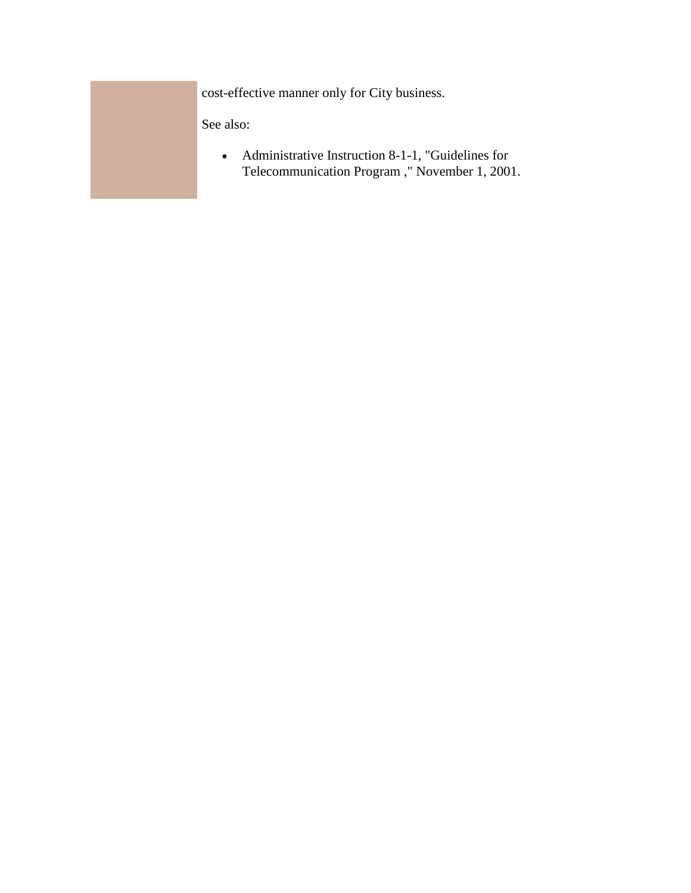cost-effective manner only for City business.

See also:

- Administrative Instruction 8-1-1, "Guidelines for Telecommunication Program ," November 1, 2001.